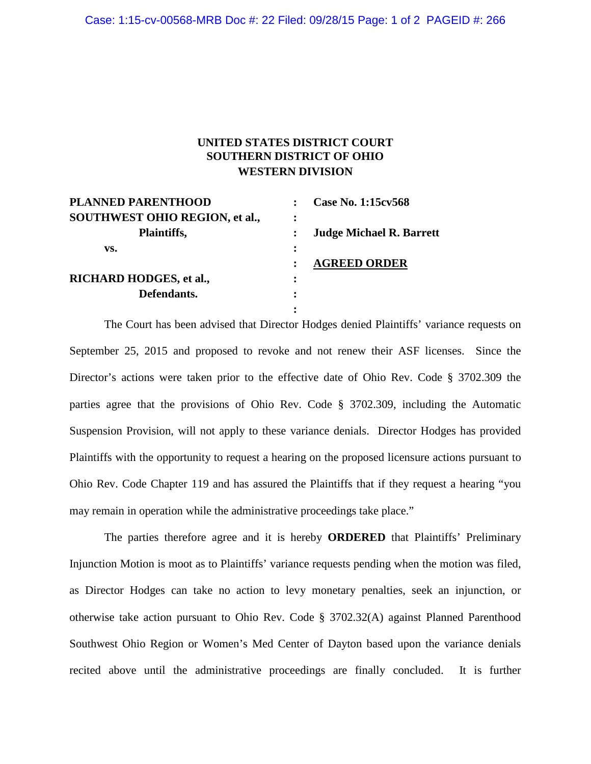**UNITED STATES DISTRICT COURT**
**SOUTHERN DISTRICT OF OHIO**
**WESTERN DIVISION**

| | | |
|---|---|---|
| **PLANNED PARENTHOOD SOUTHWEST OHIO REGION, et al.,** | : | **Case No. 1:15cv568** |
| **Plaintiffs,** | : | **Judge Michael R. Barrett** |
| **vs.** | : | |
| | : | **AGREED ORDER** |
| **RICHARD HODGES, et al.,** | : | |
| **Defendants.** | : | |

The Court has been advised that Director Hodges denied Plaintiffs' variance requests on September 25, 2015 and proposed to revoke and not renew their ASF licenses. Since the Director's actions were taken prior to the effective date of Ohio Rev. Code § 3702.309 the parties agree that the provisions of Ohio Rev. Code § 3702.309, including the Automatic Suspension Provision, will not apply to these variance denials. Director Hodges has provided Plaintiffs with the opportunity to request a hearing on the proposed licensure actions pursuant to Ohio Rev. Code Chapter 119 and has assured the Plaintiffs that if they request a hearing "you may remain in operation while the administrative proceedings take place."

The parties therefore agree and it is hereby **ORDERED** that Plaintiffs' Preliminary Injunction Motion is moot as to Plaintiffs' variance requests pending when the motion was filed, as Director Hodges can take no action to levy monetary penalties, seek an injunction, or otherwise take action pursuant to Ohio Rev. Code § 3702.32(A) against Planned Parenthood Southwest Ohio Region or Women's Med Center of Dayton based upon the variance denials recited above until the administrative proceedings are finally concluded. It is further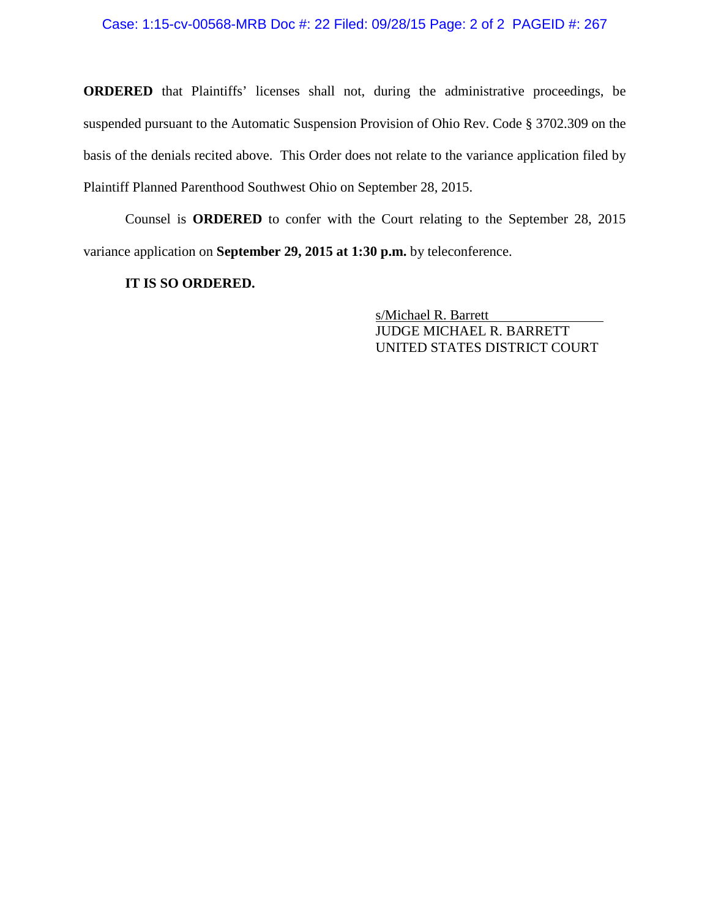**ORDERED** that Plaintiffs' licenses shall not, during the administrative proceedings, be suspended pursuant to the Automatic Suspension Provision of Ohio Rev. Code § 3702.309 on the basis of the denials recited above. This Order does not relate to the variance application filed by Plaintiff Planned Parenthood Southwest Ohio on September 28, 2015.

Counsel is **ORDERED** to confer with the Court relating to the September 28, 2015 variance application on **September 29, 2015 at 1:30 p.m.** by teleconference.

**IT IS SO ORDERED.**

s/Michael R. Barrett
JUDGE MICHAEL R. BARRETT
UNITED STATES DISTRICT COURT